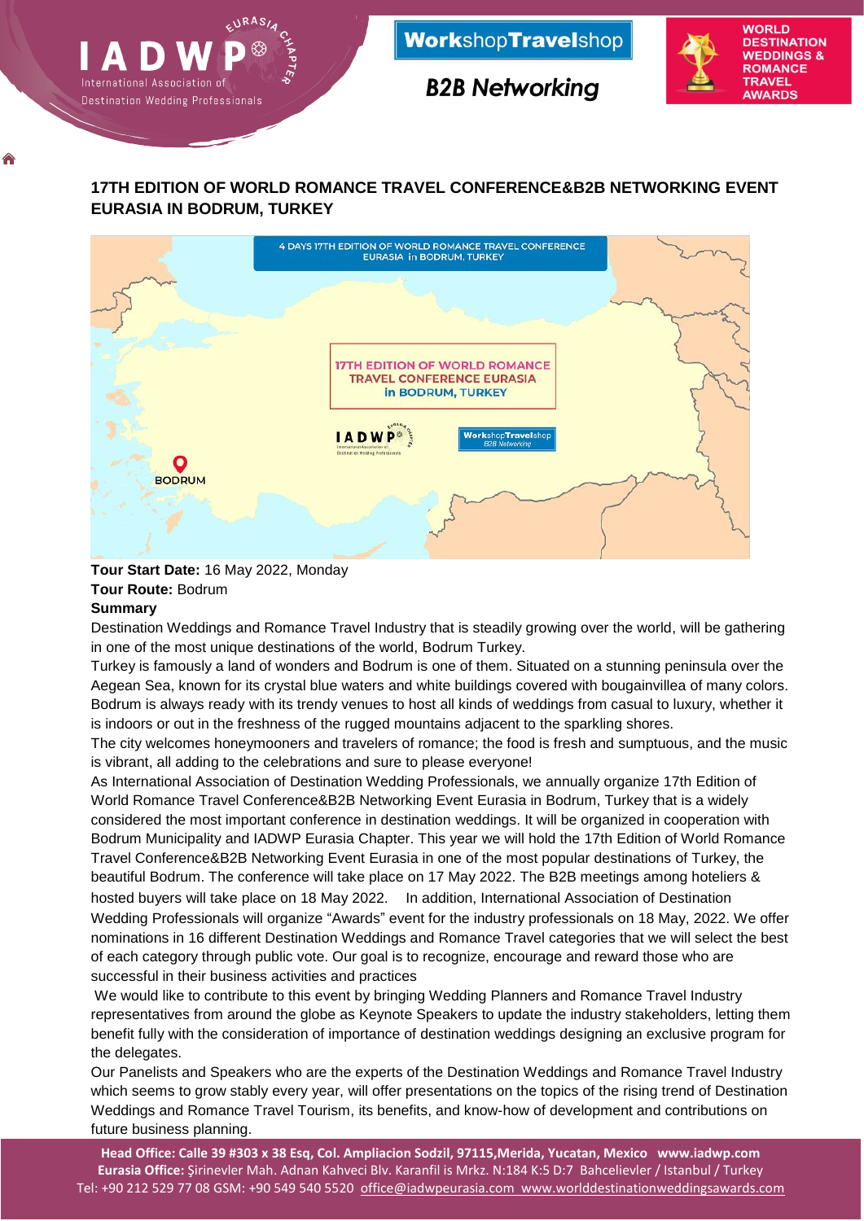## 17TH EDITION OF WORLD ROMANCE TRAVEL CONFERENCE&B2B NETWORKING EVENT EURASIA IN BODRUM, TURKEY

**Tour Start Date:** 16 May 2022, Monday
**Tour Route:** Bodrum
**Summary**

Destination Weddings and Romance Travel Industry that is steadily growing over the world, will be gathering in one of the most unique destinations of the world, Bodrum Turkey.

Turkey is famously a land of wonders and Bodrum is one of them. Situated on a stunning peninsula over the Aegean Sea, known for its crystal blue waters and white buildings covered with bougainvillea of many colors. Bodrum is always ready with its trendy venues to host all kinds of weddings from casual to luxury, whether it is indoors or out in the freshness of the rugged mountains adjacent to the sparkling shores.

The city welcomes honeymooners and travelers of romance; the food is fresh and sumptuous, and the music is vibrant, all adding to the celebrations and sure to please everyone!

As International Association of Destination Wedding Professionals, we annually organize 17th Edition of World Romance Travel Conference&B2B Networking Event Eurasia in Bodrum, Turkey that is a widely considered the most important conference in destination weddings. It will be organized in cooperation with Bodrum Municipality and IADWP Eurasia Chapter. This year we will hold the 17th Edition of World Romance Travel Conference&B2B Networking Event Eurasia in one of the most popular destinations of Turkey, the beautiful Bodrum. The conference will take place on 17 May 2022. The B2B meetings among hoteliers & hosted buyers will take place on 18 May 2022. In addition, International Association of Destination Wedding Professionals will organize "Awards" event for the industry professionals on 18 May, 2022. We offer nominations in 16 different Destination Weddings and Romance Travel categories that we will select the best of each category through public vote. Our goal is to recognize, encourage and reward those who are successful in their business activities and practices

We would like to contribute to this event by bringing Wedding Planners and Romance Travel Industry representatives from around the globe as Keynote Speakers to update the industry stakeholders, letting them benefit fully with the consideration of importance of destination weddings designing an exclusive program for the delegates.

Our Panelists and Speakers who are the experts of the Destination Weddings and Romance Travel Industry which seems to grow stably every year, will offer presentations on the topics of the rising trend of Destination Weddings and Romance Travel Tourism, its benefits, and know-how of development and contributions on future business planning.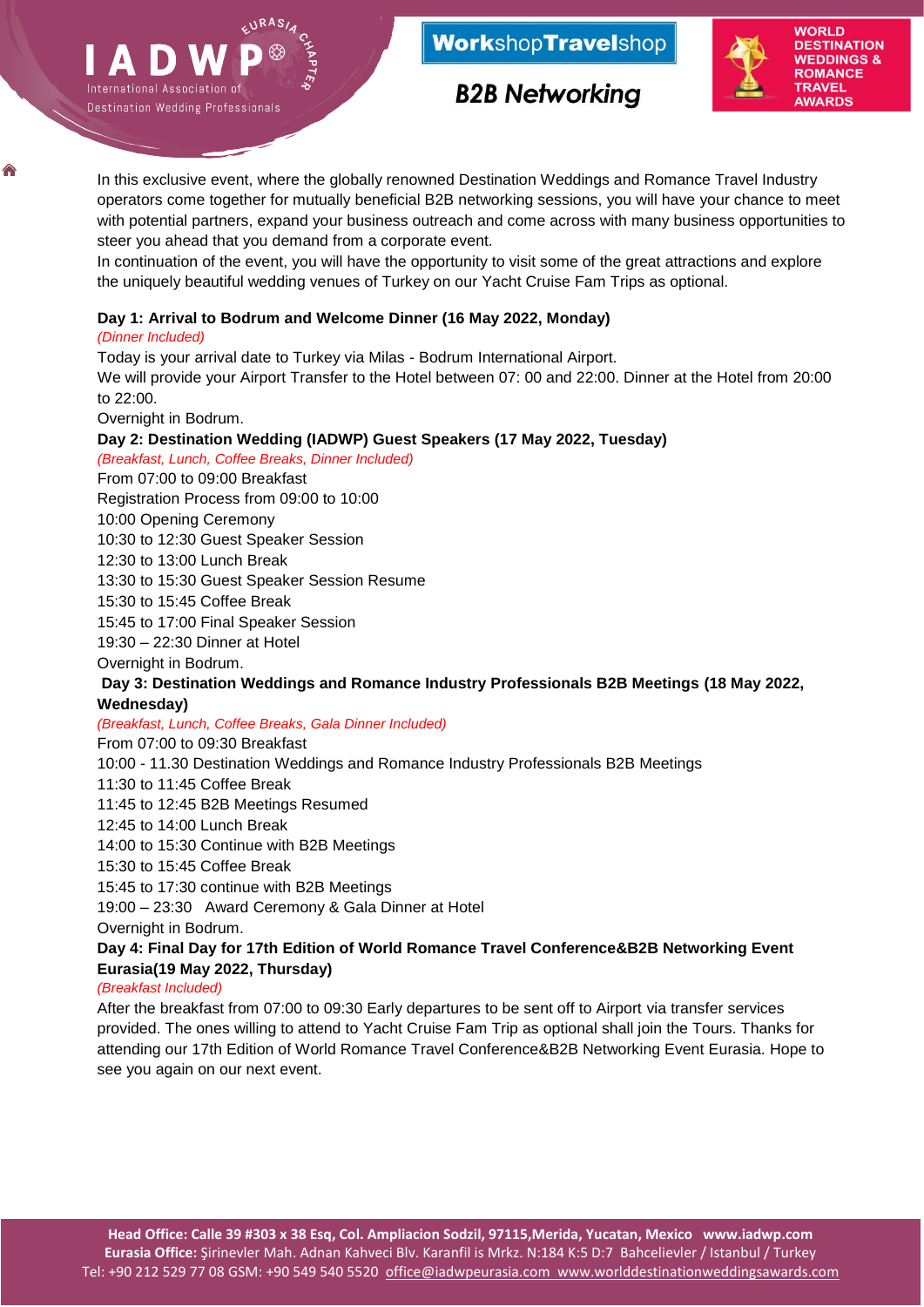In this exclusive event, where the globally renowned Destination Weddings and Romance Travel Industry operators come together for mutually beneficial B2B networking sessions, you will have your chance to meet with potential partners, expand your business outreach and come across with many business opportunities to steer you ahead that you demand from a corporate event.

In continuation of the event, you will have the opportunity to visit some of the great attractions and explore the uniquely beautiful wedding venues of Turkey on our Yacht Cruise Fam Trips as optional.

**Day 1: Arrival to Bodrum and Welcome Dinner (16 May 2022, Monday)**

*(Dinner Included)*

Today is your arrival date to Turkey via Milas - Bodrum International Airport.

We will provide your Airport Transfer to the Hotel between 07: 00 and 22:00. Dinner at the Hotel from 20:00 to 22:00.

Overnight in Bodrum.

**Day 2: Destination Wedding (IADWP) Guest Speakers (17 May 2022, Tuesday)**

*(Breakfast, Lunch, Coffee Breaks, Dinner Included)*

From 07:00 to 09:00 Breakfast
Registration Process from 09:00 to 10:00
10:00 Opening Ceremony
10:30 to 12:30 Guest Speaker Session
12:30 to 13:00 Lunch Break
13:30 to 15:30 Guest Speaker Session Resume
15:30 to 15:45 Coffee Break
15:45 to 17:00 Final Speaker Session
19:30 – 22:30 Dinner at Hotel
Overnight in Bodrum.

**Day 3: Destination Weddings and Romance Industry Professionals B2B Meetings (18 May 2022, Wednesday)**

*(Breakfast, Lunch, Coffee Breaks, Gala Dinner Included)*

From 07:00 to 09:30 Breakfast
10:00 - 11.30 Destination Weddings and Romance Industry Professionals B2B Meetings
11:30 to 11:45 Coffee Break
11:45 to 12:45 B2B Meetings Resumed
12:45 to 14:00 Lunch Break
14:00 to 15:30 Continue with B2B Meetings
15:30 to 15:45 Coffee Break
15:45 to 17:30 continue with B2B Meetings
19:00 – 23:30 Award Ceremony & Gala Dinner at Hotel
Overnight in Bodrum.

**Day 4: Final Day for 17th Edition of World Romance Travel Conference&B2B Networking Event Eurasia(19 May 2022, Thursday)**

*(Breakfast Included)*

After the breakfast from 07:00 to 09:30 Early departures to be sent off to Airport via transfer services provided. The ones willing to attend to Yacht Cruise Fam Trip as optional shall join the Tours. Thanks for attending our 17th Edition of World Romance Travel Conference&B2B Networking Event Eurasia. Hope to see you again on our next event.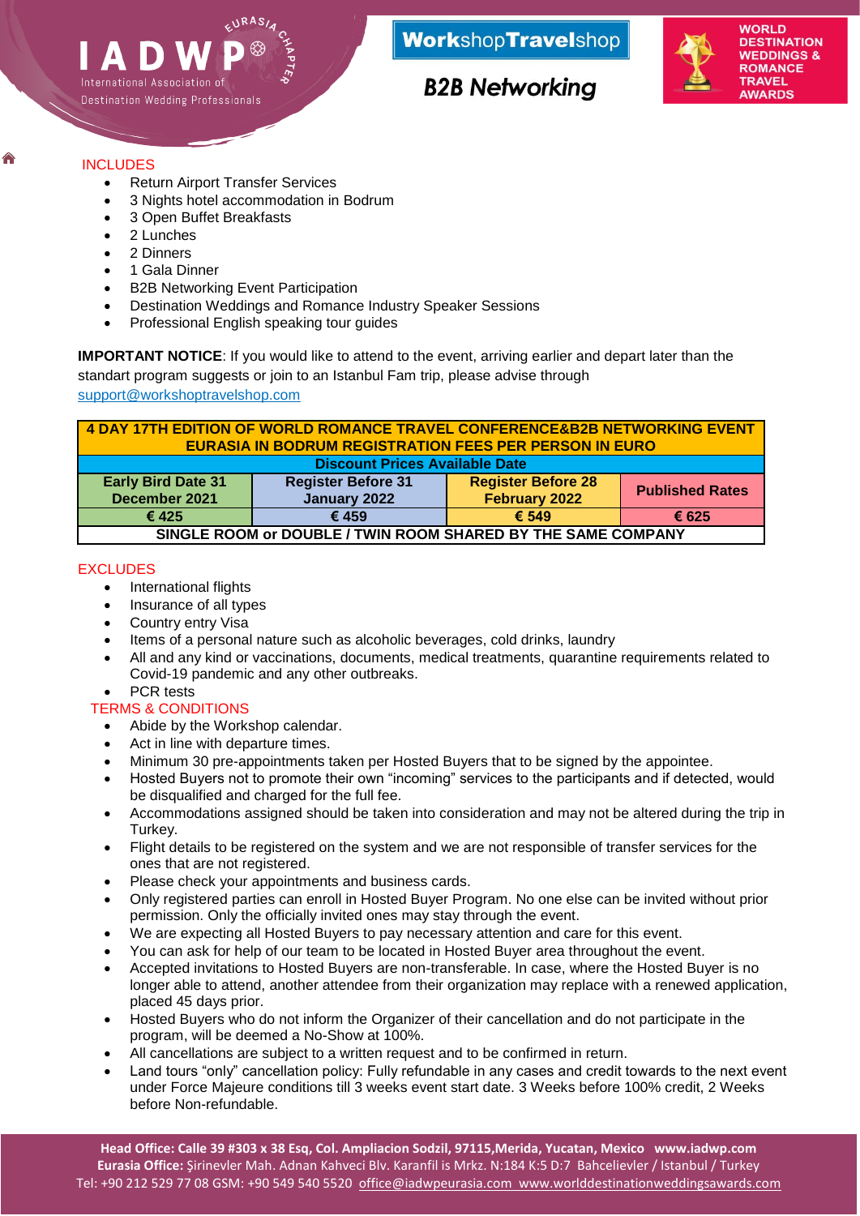INCLUDES

- Return Airport Transfer Services
- 3 Nights hotel accommodation in Bodrum
- 3 Open Buffet Breakfasts
- 2 Lunches
- 2 Dinners
- 1 Gala Dinner
- B2B Networking Event Participation
- Destination Weddings and Romance Industry Speaker Sessions
- Professional English speaking tour guides

**IMPORTANT NOTICE**: If you would like to attend to the event, arriving earlier and depart later than the standart program suggests or join to an Istanbul Fam trip, please advise through support@workshoptravelshop.com

| 4 DAY 17TH EDITION OF WORLD ROMANCE TRAVEL CONFERENCE&B2B NETWORKING EVENT EURASIA IN BODRUM REGISTRATION FEES PER PERSON IN EURO | | | |
|---|---|---|---|
| Discount Prices Available Date | | | |
| Early Bird Date 31 December 2021 | Register Before 31 January 2022 | Register Before 28 February 2022 | Published Rates |
| € 425 | € 459 | € 549 | € 625 |
| SINGLE ROOM or DOUBLE / TWIN ROOM SHARED BY THE SAME COMPANY | | | |

EXCLUDES

- International flights
- Insurance of all types
- Country entry Visa
- Items of a personal nature such as alcoholic beverages, cold drinks, laundry
- All and any kind or vaccinations, documents, medical treatments, quarantine requirements related to Covid-19 pandemic and any other outbreaks.
- PCR tests

TERMS & CONDITIONS

- Abide by the Workshop calendar.
- Act in line with departure times.
- Minimum 30 pre-appointments taken per Hosted Buyers that to be signed by the appointee.
- Hosted Buyers not to promote their own "incoming" services to the participants and if detected, would be disqualified and charged for the full fee.
- Accommodations assigned should be taken into consideration and may not be altered during the trip in Turkey.
- Flight details to be registered on the system and we are not responsible of transfer services for the ones that are not registered.
- Please check your appointments and business cards.
- Only registered parties can enroll in Hosted Buyer Program. No one else can be invited without prior permission. Only the officially invited ones may stay through the event.
- We are expecting all Hosted Buyers to pay necessary attention and care for this event.
- You can ask for help of our team to be located in Hosted Buyer area throughout the event.
- Accepted invitations to Hosted Buyers are non-transferable. In case, where the Hosted Buyer is no longer able to attend, another attendee from their organization may replace with a renewed application, placed 45 days prior.
- Hosted Buyers who do not inform the Organizer of their cancellation and do not participate in the program, will be deemed a No-Show at 100%.
- All cancellations are subject to a written request and to be confirmed in return.
- Land tours "only" cancellation policy: Fully refundable in any cases and credit towards to the next event under Force Majeure conditions till 3 weeks event start date. 3 Weeks before 100% credit, 2 Weeks before Non-refundable.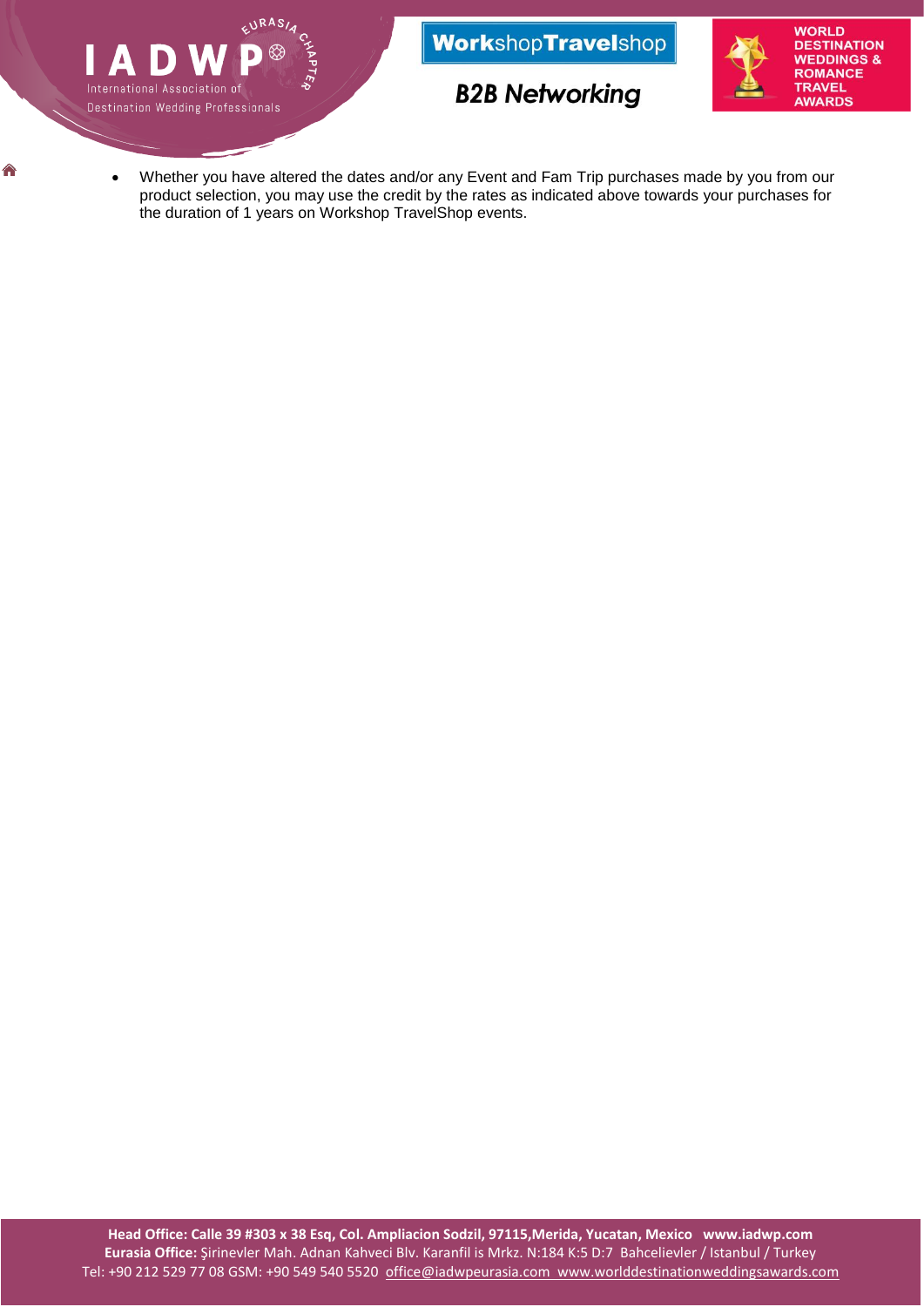- Whether you have altered the dates and/or any Event and Fam Trip purchases made by you from our product selection, you may use the credit by the rates as indicated above towards your purchases for the duration of 1 years on Workshop TravelShop events.